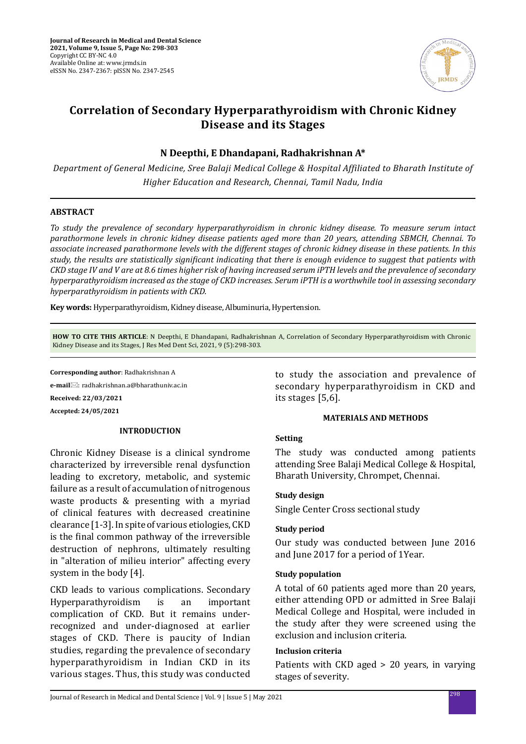# Correlation of Secondary Hyperparathyroidism with Chronic Kidney Disease and its Stages

**N Deepthi, E Dhandapani, Radhakrishnan A\***

*Department of General Medicine, Sree Balaji Medical College & Hospital Affiliated to Bharath Institute of Higher Education and Research, Chennai, Tamil Nadu, India*

## ABSTRACT

*To study the prevalence of secondary hyperparathyroidism in chronic kidney disease. To measure serum intact parathormone levels in chronic kidney disease patients aged more than 20 years, attending SBMCH, Chennai. To associate increased parathormone levels with the different stages of chronic kidney disease in these patients. In this study, the results are statistically significant indicating that there is enough evidence to suggest that patients with CKD stage IV and V are at 8.6 times higher risk of having increased serum iPTH levels and the prevalence of secondary hyperparathyroidism increased as the stage of CKD increases. Serum iPTH is a worthwhile tool in assessing secondary hyperparathyroidism in patients with CKD.*

**Key words:** Hyperparathyroidism, Kidney disease, Albuminuria, Hypertension.

**HOW TO CITE THIS ARTICLE**: N Deepthi, E Dhandapani, Radhakrishnan A, Correlation of Secondary Hyperparathyroidism with Chronic Kidney Disease and its Stages, J Res Med Dent Sci, 2021, 9 (5):298-303.

**Corresponding author**: Radhakrishnan A

**e-mail**: radhakrishnan.a@bharathuniv.ac.in

**Received: 22/03/2021**

**Accepted: 24/05/2021**

## INTRODUCTION

Chronic Kidney Disease is a clinical syndrome characterized by irreversible renal dysfunction leading to excretory, metabolic, and systemic failure as a result of accumulation of nitrogenous waste products & presenting with a myriad of clinical features with decreased creatinine clearance [1-3]. In spite of various etiologies, CKD is the final common pathway of the irreversible destruction of nephrons, ultimately resulting in "alteration of milieu interior" affecting every system in the body [4].

CKD leads to various complications. Secondary Hyperparathyroidism is an important complication of CKD. But it remains under-recognized and under-diagnosed at earlier stages of CKD. There is paucity of Indian studies, regarding the prevalence of secondary hyperparathyroidism in Indian CKD in its various stages. Thus, this study was conducted to study the association and prevalence of secondary hyperparathyroidism in CKD and its stages [5,6].

## MATERIALS AND METHODS

### Setting

The study was conducted among patients attending Sree Balaji Medical College & Hospital, Bharath University, Chrompet, Chennai.

### Study design

Single Center Cross sectional study

### Study period

Our study was conducted between June 2016 and June 2017 for a period of 1Year.

### Study population

A total of 60 patients aged more than 20 years, either attending OPD or admitted in Sree Balaji Medical College and Hospital, were included in the study after they were screened using the exclusion and inclusion criteria.

### Inclusion criteria

Patients with CKD aged > 20 years, in varying stages of severity.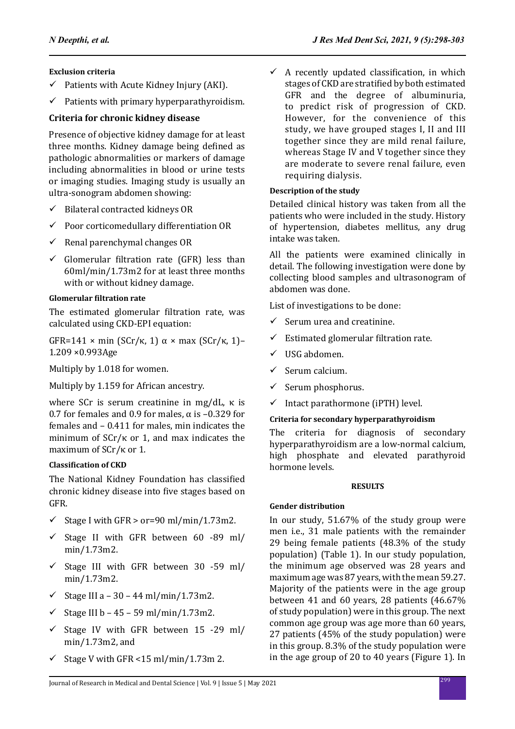#### Exclusion criteria

- ✓ Patients with Acute Kidney Injury (AKI).
- ✓ Patients with primary hyperparathyroidism.

### Criteria for chronic kidney disease

Presence of objective kidney damage for at least three months. Kidney damage being defined as pathologic abnormalities or markers of damage including abnormalities in blood or urine tests or imaging studies. Imaging study is usually an ultra-sonogram abdomen showing:

- ✓ Bilateral contracted kidneys OR
- ✓ Poor corticomedullary differentiation OR
- ✓ Renal parenchymal changes OR
- ✓ Glomerular filtration rate (GFR) less than 60ml/min/1.73m2 for at least three months with or without kidney damage.

#### Glomerular filtration rate

The estimated glomerular filtration rate, was calculated using CKD-EPI equation:

GFR=141 × min (SCr/κ, 1) α × max (SCr/κ, 1)–1.209 ×0.993Age

Multiply by 1.018 for women.

Multiply by 1.159 for African ancestry.

where SCr is serum creatinine in mg/dL, κ is 0.7 for females and 0.9 for males, α is –0.329 for females and – 0.411 for males, min indicates the minimum of SCr/κ or 1, and max indicates the maximum of SCr/κ or 1.

#### Classification of CKD

The National Kidney Foundation has classified chronic kidney disease into five stages based on GFR.

- ✓ Stage I with GFR > or=90 ml/min/1.73m2.
- ✓ Stage II with GFR between 60 -89 ml/min/1.73m2.
- ✓ Stage III with GFR between 30 -59 ml/min/1.73m2.
- ✓ Stage III a – 30 – 44 ml/min/1.73m2.
- ✓ Stage III b – 45 – 59 ml/min/1.73m2.
- ✓ Stage IV with GFR between 15 -29 ml/min/1.73m2, and
- ✓ Stage V with GFR <15 ml/min/1.73m 2.
- ✓ A recently updated classification, in which stages of CKD are stratified by both estimated GFR and the degree of albuminuria, to predict risk of progression of CKD. However, for the convenience of this study, we have grouped stages I, II and III together since they are mild renal failure, whereas Stage IV and V together since they are moderate to severe renal failure, even requiring dialysis.

#### Description of the study

Detailed clinical history was taken from all the patients who were included in the study. History of hypertension, diabetes mellitus, any drug intake was taken.

All the patients were examined clinically in detail. The following investigation were done by collecting blood samples and ultrasonogram of abdomen was done.

List of investigations to be done:

- ✓ Serum urea and creatinine.
- ✓ Estimated glomerular filtration rate.
- ✓ USG abdomen.
- ✓ Serum calcium.
- ✓ Serum phosphorus.
- ✓ Intact parathormone (iPTH) level.

#### Criteria for secondary hyperparathyroidism

The criteria for diagnosis of secondary hyperparathyroidism are a low-normal calcium, high phosphate and elevated parathyroid hormone levels.

## RESULTS

#### Gender distribution

In our study, 51.67% of the study group were men i.e., 31 male patients with the remainder 29 being female patients (48.3% of the study population) (Table 1). In our study population, the minimum age observed was 28 years and maximum age was 87 years, with the mean 59.27. Majority of the patients were in the age group between 41 and 60 years, 28 patients (46.67% of study population) were in this group. The next common age group was age more than 60 years, 27 patients (45% of the study population) were in this group. 8.3% of the study population were in the age group of 20 to 40 years (Figure 1). In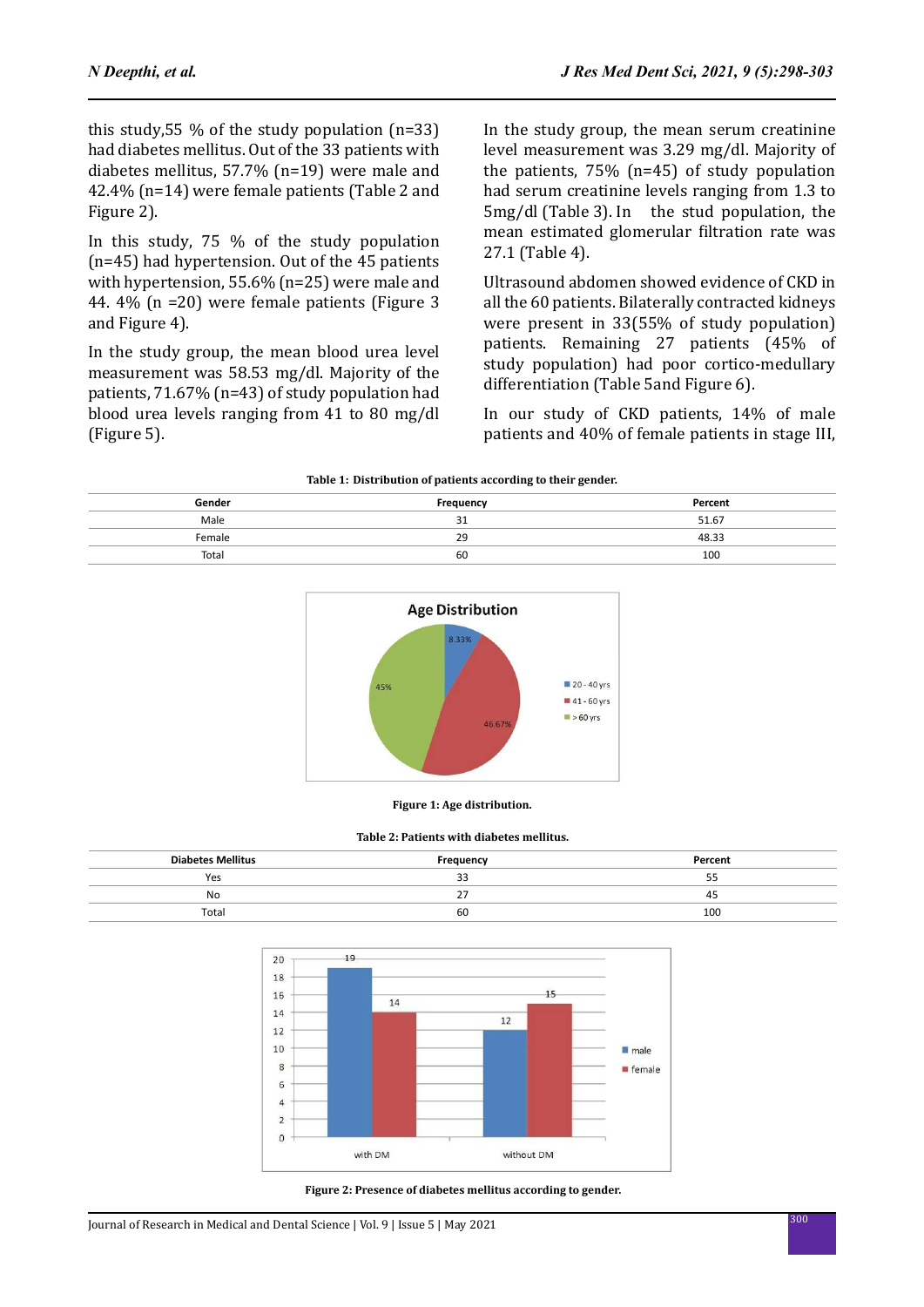this study,55 % of the study population (n=33) had diabetes mellitus. Out of the 33 patients with diabetes mellitus, 57.7% (n=19) were male and 42.4% (n=14) were female patients (Table 2 and Figure 2).

In this study, 75 % of the study population (n=45) had hypertension. Out of the 45 patients with hypertension, 55.6% (n=25) were male and 44. 4% (n =20) were female patients (Figure 3 and Figure 4).

In the study group, the mean blood urea level measurement was 58.53 mg/dl. Majority of the patients, 71.67% (n=43) of study population had blood urea levels ranging from 41 to 80 mg/dl (Figure 5).

In the study group, the mean serum creatinine level measurement was 3.29 mg/dl. Majority of the patients, 75% (n=45) of study population had serum creatinine levels ranging from 1.3 to 5mg/dl (Table 3). In the stud population, the mean estimated glomerular filtration rate was 27.1 (Table 4).

Ultrasound abdomen showed evidence of CKD in all the 60 patients. Bilaterally contracted kidneys were present in 33(55% of study population) patients. Remaining 27 patients (45% of study population) had poor cortico-medullary differentiation (Table 5and Figure 6).

In our study of CKD patients, 14% of male patients and 40% of female patients in stage III,

**Table 1: Distribution of patients according to their gender.**

| Gender | Frequency | Percent |
|---|---|---|
| Male | 31 | 51.67 |
| Female | 29 | 48.33 |
| Total | 60 | 100 |

**Figure 1: Age distribution.**

**Table 2: Patients with diabetes mellitus.**

| Diabetes Mellitus | Frequency | Percent |
|---|---|---|
| Yes | 33 | 55 |
| No | 27 | 45 |
| Total | 60 | 100 |

**Figure 2: Presence of diabetes mellitus according to gender.**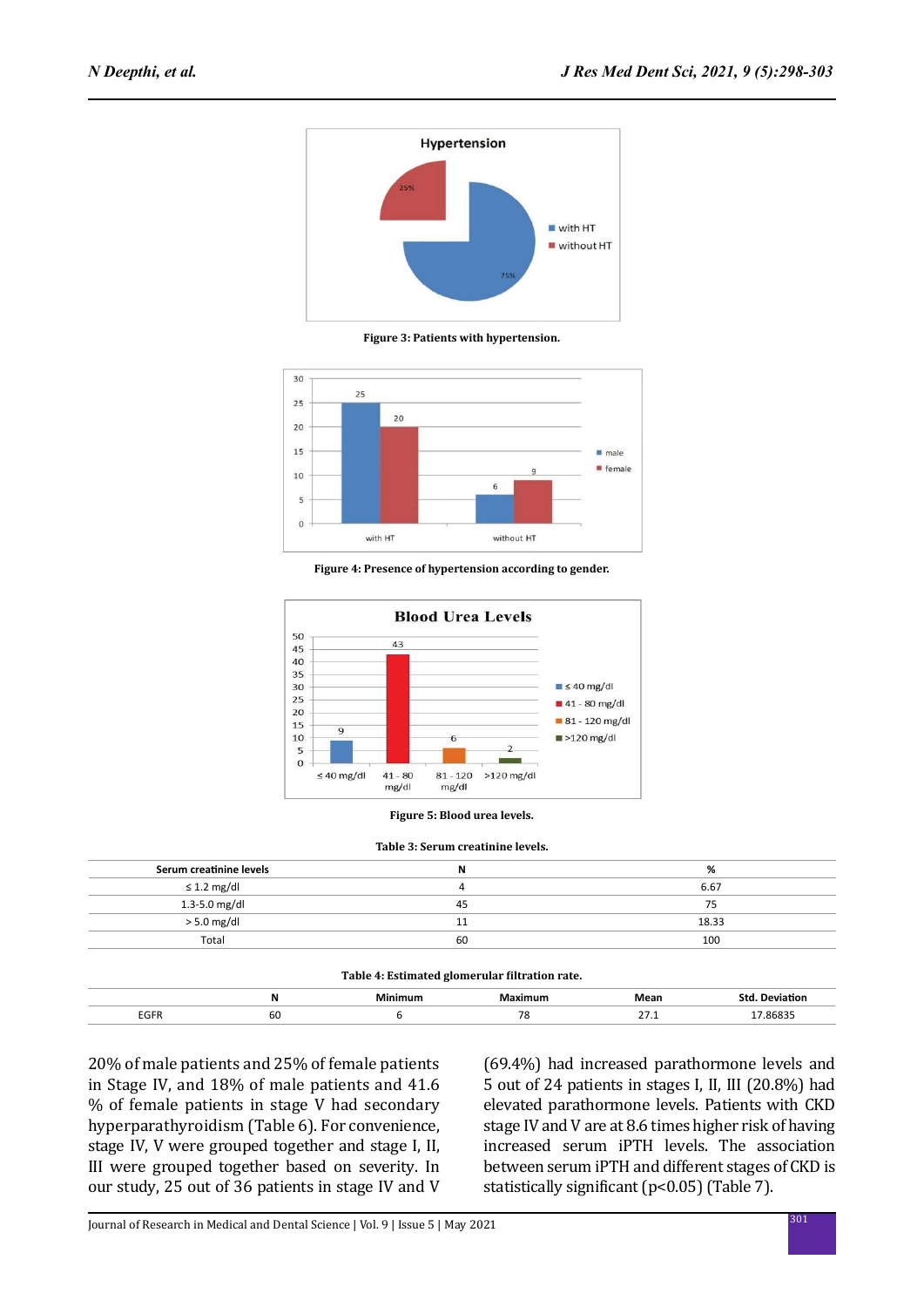Figure 3: Patients with hypertension.

Figure 4: Presence of hypertension according to gender.

Figure 5: Blood urea levels.

**Table 3: Serum creatinine levels.**

| Serum creatinine levels | N | % |
|---|---|---|
| ≤ 1.2 mg/dl | 4 | 6.67 |
| 1.3-5.0 mg/dl | 45 | 75 |
| > 5.0 mg/dl | 11 | 18.33 |
| Total | 60 | 100 |

**Table 4: Estimated glomerular filtration rate.**

| | N | Minimum | Maximum | Mean | Std. Deviation |
|---|---|---|---|---|---|
| EGFR | 60 | 6 | 78 | 27.1 | 17.86835 |

20% of male patients and 25% of female patients in Stage IV, and 18% of male patients and 41.6 % of female patients in stage V had secondary hyperparathyroidism (Table 6). For convenience, stage IV, V were grouped together and stage I, II, III were grouped together based on severity. In our study, 25 out of 36 patients in stage IV and V (69.4%) had increased parathormone levels and 5 out of 24 patients in stages I, II, III (20.8%) had elevated parathormone levels. Patients with CKD stage IV and V are at 8.6 times higher risk of having increased serum iPTH levels. The association between serum iPTH and different stages of CKD is statistically significant ($p<0.05$) (Table 7).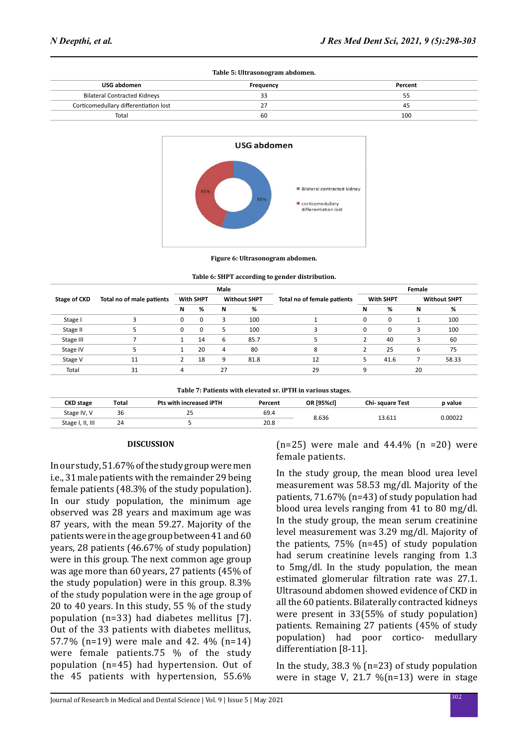**Table 5: Ultrasonogram abdomen.**

| USG abdomen | Frequency | Percent |
|---|---|---|
| Bilateral Contracted Kidneys | 33 | 55 |
| Corticomedullary differentiation lost | 27 | 45 |
| Total | 60 | 100 |

**Figure 6: Ultrasonogram abdomen.**

**Table 6: SHPT according to gender distribution.**

| Stage of CKD | Total no of male patients | Male | | | | Total no of female patients | Female | | | |
|---|---|---|---|---|---|---|---|---|---|---|
| | | With SHPT | | Without SHPT | | | With SHPT | | Without SHPT | |
| | | N | % | N | % | | N | % | N | % |
| Stage I | 3 | 0 | 0 | 3 | 100 | 1 | 0 | 0 | 1 | 100 |
| Stage II | 5 | 0 | 0 | 5 | 100 | 3 | 0 | 0 | 3 | 100 |
| Stage III | 7 | 1 | 14 | 6 | 85.7 | 5 | 2 | 40 | 3 | 60 |
| Stage IV | 5 | 1 | 20 | 4 | 80 | 8 | 2 | 25 | 6 | 75 |
| Stage V | 11 | 2 | 18 | 9 | 81.8 | 12 | 5 | 41.6 | 7 | 58.33 |
| Total | 31 | 4 | | 27 | | 29 | 9 | | 20 | |

**Table 7: Patients with elevated sr. iPTH in various stages.**

| CKD stage | Total | Pts with increased iPTH | Percent | OR [95%cl] | Chi- square Test | p value |
|---|---|---|---|---|---|---|
| Stage IV, V | 36 | 25 | 69.4 | 8.636 | 13.611 | 0.00022 |
| Stage I, II, III | 24 | 5 | 20.8 | | | |

## DISCUSSION

In our study, 51.67% of the study group were men i.e., 31 male patients with the remainder 29 being female patients (48.3% of the study population). In our study population, the minimum age observed was 28 years and maximum age was 87 years, with the mean 59.27. Majority of the patients were in the age group between 41 and 60 years, 28 patients (46.67% of study population) were in this group. The next common age group was age more than 60 years, 27 patients (45% of the study population) were in this group. 8.3% of the study population were in the age group of 20 to 40 years. In this study, 55 % of the study population (n=33) had diabetes mellitus [7]. Out of the 33 patients with diabetes mellitus, 57.7% (n=19) were male and 42. 4% (n=14) were female patients.75 % of the study population (n=45) had hypertension. Out of the 45 patients with hypertension, 55.6% (n=25) were male and 44.4% (n =20) were female patients.

In the study group, the mean blood urea level measurement was 58.53 mg/dl. Majority of the patients, 71.67% (n=43) of study population had blood urea levels ranging from 41 to 80 mg/dl. In the study group, the mean serum creatinine level measurement was 3.29 mg/dl. Majority of the patients, 75% (n=45) of study population had serum creatinine levels ranging from 1.3 to 5mg/dl. In the study population, the mean estimated glomerular filtration rate was 27.1. Ultrasound abdomen showed evidence of CKD in all the 60 patients. Bilaterally contracted kidneys were present in 33(55% of study population) patients. Remaining 27 patients (45% of study population) had poor cortico- medullary differentiation [8-11].

In the study, 38.3 % (n=23) of study population were in stage V, 21.7 %(n=13) were in stage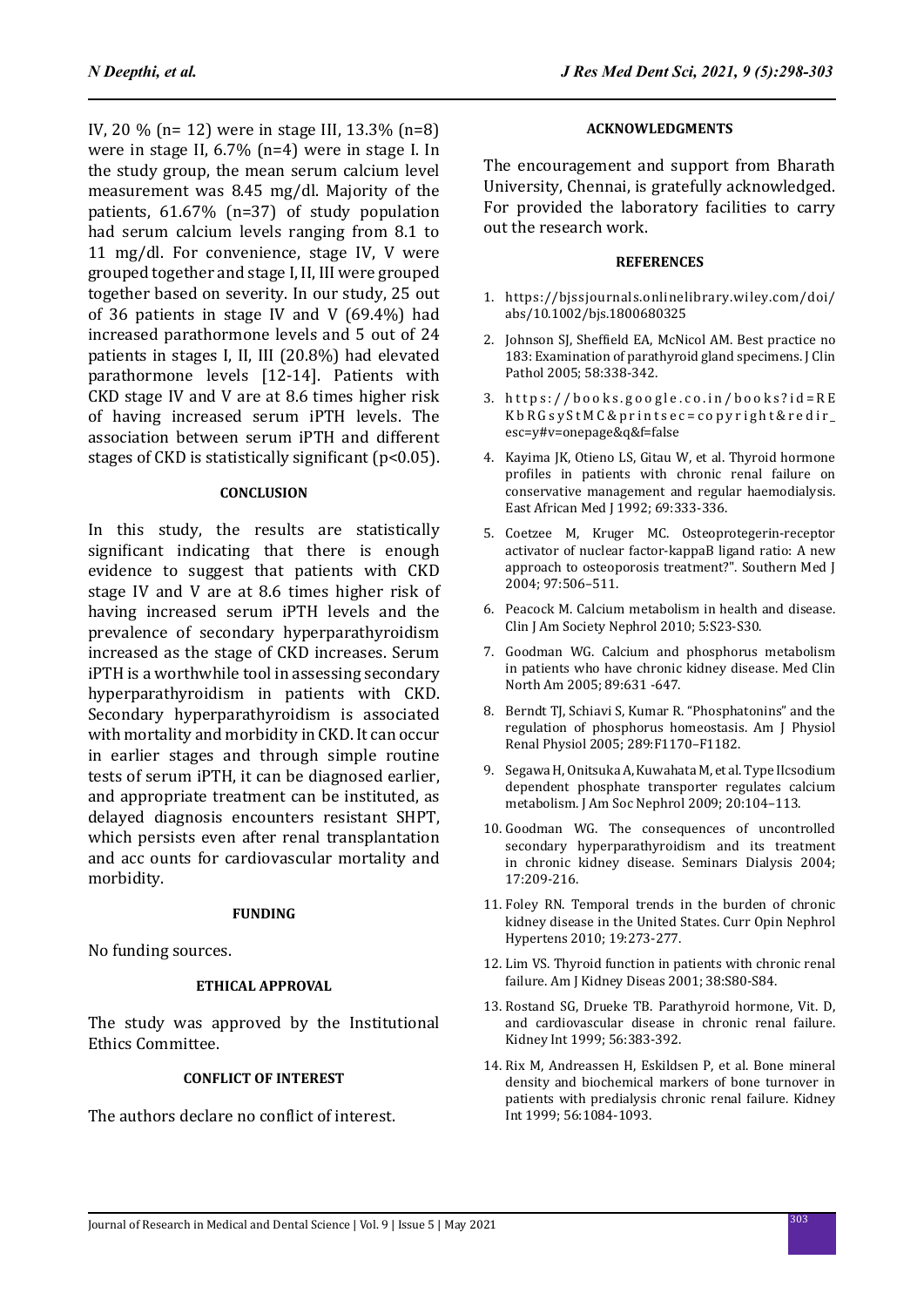IV, 20 % (n= 12) were in stage III, 13.3% (n=8) were in stage II, 6.7% (n=4) were in stage I. In the study group, the mean serum calcium level measurement was 8.45 mg/dl. Majority of the patients, 61.67% (n=37) of study population had serum calcium levels ranging from 8.1 to 11 mg/dl. For convenience, stage IV, V were grouped together and stage I, II, III were grouped together based on severity. In our study, 25 out of 36 patients in stage IV and V (69.4%) had increased parathormone levels and 5 out of 24 patients in stages I, II, III (20.8%) had elevated parathormone levels [12-14]. Patients with CKD stage IV and V are at 8.6 times higher risk of having increased serum iPTH levels. The association between serum iPTH and different stages of CKD is statistically significant ($p<0.05$).

## CONCLUSION

In this study, the results are statistically significant indicating that there is enough evidence to suggest that patients with CKD stage IV and V are at 8.6 times higher risk of having increased serum iPTH levels and the prevalence of secondary hyperparathyroidism increased as the stage of CKD increases. Serum iPTH is a worthwhile tool in assessing secondary hyperparathyroidism in patients with CKD. Secondary hyperparathyroidism is associated with mortality and morbidity in CKD. It can occur in earlier stages and through simple routine tests of serum iPTH, it can be diagnosed earlier, and appropriate treatment can be instituted, as delayed diagnosis encounters resistant SHPT, which persists even after renal transplantation and acc ounts for cardiovascular mortality and morbidity.

## FUNDING

No funding sources.

## ETHICAL APPROVAL

The study was approved by the Institutional Ethics Committee.

## CONFLICT OF INTEREST

The authors declare no conflict of interest.

## ACKNOWLEDGMENTS

The encouragement and support from Bharath University, Chennai, is gratefully acknowledged. For provided the laboratory facilities to carry out the research work.

## REFERENCES

1. https://bjssjournals.onlinelibrary.wiley.com/doi/abs/10.1002/bjs.1800680325
2. Johnson SJ, Sheffield EA, McNicol AM. Best practice no 183: Examination of parathyroid gland specimens. J Clin Pathol 2005; 58:338-342.
3. https://books.google.co.in/books?id=REKbRGsyStMC&printsec=copyright&redir_esc=y#v=onepage&q&f=false
4. Kayima JK, Otieno LS, Gitau W, et al. Thyroid hormone profiles in patients with chronic renal failure on conservative management and regular haemodialysis. East African Med J 1992; 69:333-336.
5. Coetzee M, Kruger MC. Osteoprotegerin-receptor activator of nuclear factor-kappaB ligand ratio: A new approach to osteoporosis treatment?". Southern Med J 2004; 97:506–511.
6. Peacock M. Calcium metabolism in health and disease. Clin J Am Society Nephrol 2010; 5:S23-S30.
7. Goodman WG. Calcium and phosphorus metabolism in patients who have chronic kidney disease. Med Clin North Am 2005; 89:631 -647.
8. Berndt TJ, Schiavi S, Kumar R. "Phosphatonins" and the regulation of phosphorus homeostasis. Am J Physiol Renal Physiol 2005; 289:F1170–F1182.
9. Segawa H, Onitsuka A, Kuwahata M, et al. Type IIcsodium dependent phosphate transporter regulates calcium metabolism. J Am Soc Nephrol 2009; 20:104–113.
10. Goodman WG. The consequences of uncontrolled secondary hyperparathyroidism and its treatment in chronic kidney disease. Seminars Dialysis 2004; 17:209-216.
11. Foley RN. Temporal trends in the burden of chronic kidney disease in the United States. Curr Opin Nephrol Hypertens 2010; 19:273-277.
12. Lim VS. Thyroid function in patients with chronic renal failure. Am J Kidney Diseas 2001; 38:S80-S84.
13. Rostand SG, Drueke TB. Parathyroid hormone, Vit. D, and cardiovascular disease in chronic renal failure. Kidney Int 1999; 56:383-392.
14. Rix M, Andreassen H, Eskildsen P, et al. Bone mineral density and biochemical markers of bone turnover in patients with predialysis chronic renal failure. Kidney Int 1999; 56:1084-1093.